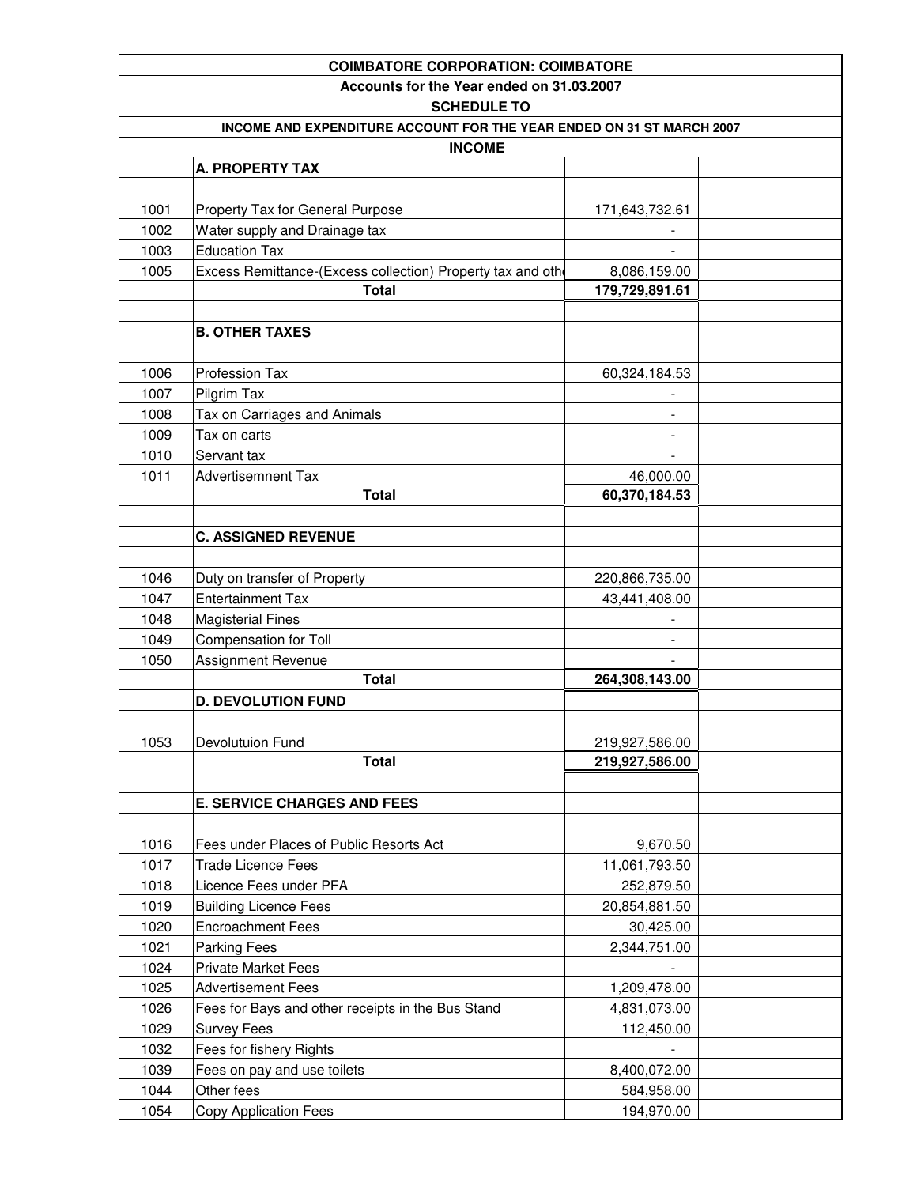**COIMBATORE CORPORATION: COIMBATORE**

**Accounts for the Year ended on 31.03.2007**

**SCHEDULE TO**

**INCOME AND EXPENDITURE ACCOUNT FOR THE YEAR ENDED ON 31 ST MARCH 2007**

**INCOME**

| | | | |
|---|---|---|---|
| | **A. PROPERTY TAX** | | |
| | | | |
| 1001 | Property Tax for General Purpose | 171,643,732.61 | |
| 1002 | Water supply and Drainage tax | - | |
| 1003 | Education Tax | - | |
| 1005 | Excess Remittance-(Excess collection) Property tax and othe | 8,086,159.00 | |
| | **Total** | **179,729,891.61** | |
| | | | |
| | **B. OTHER TAXES** | | |
| | | | |
| 1006 | Profession Tax | 60,324,184.53 | |
| 1007 | Pilgrim Tax | - | |
| 1008 | Tax on Carriages and Animals | - | |
| 1009 | Tax on carts | - | |
| 1010 | Servant tax | - | |
| 1011 | Advertisemnent Tax | 46,000.00 | |
| | **Total** | **60,370,184.53** | |
| | | | |
| | **C. ASSIGNED REVENUE** | | |
| | | | |
| 1046 | Duty on transfer of Property | 220,866,735.00 | |
| 1047 | Entertainment Tax | 43,441,408.00 | |
| 1048 | Magisterial Fines | - | |
| 1049 | Compensation for Toll | - | |
| 1050 | Assignment Revenue | - | |
| | **Total** | **264,308,143.00** | |
| | **D. DEVOLUTION FUND** | | |
| | | | |
| 1053 | Devolutuion Fund | 219,927,586.00 | |
| | **Total** | **219,927,586.00** | |
| | | | |
| | **E. SERVICE CHARGES AND FEES** | | |
| | | | |
| 1016 | Fees under Places of Public Resorts Act | 9,670.50 | |
| 1017 | Trade Licence Fees | 11,061,793.50 | |
| 1018 | Licence Fees under PFA | 252,879.50 | |
| 1019 | Building Licence Fees | 20,854,881.50 | |
| 1020 | Encroachment Fees | 30,425.00 | |
| 1021 | Parking Fees | 2,344,751.00 | |
| 1024 | Private Market Fees | - | |
| 1025 | Advertisement Fees | 1,209,478.00 | |
| 1026 | Fees for Bays and other receipts in the Bus Stand | 4,831,073.00 | |
| 1029 | Survey Fees | 112,450.00 | |
| 1032 | Fees for fishery Rights | - | |
| 1039 | Fees on pay and use toilets | 8,400,072.00 | |
| 1044 | Other fees | 584,958.00 | |
| 1054 | Copy Application Fees | 194,970.00 | |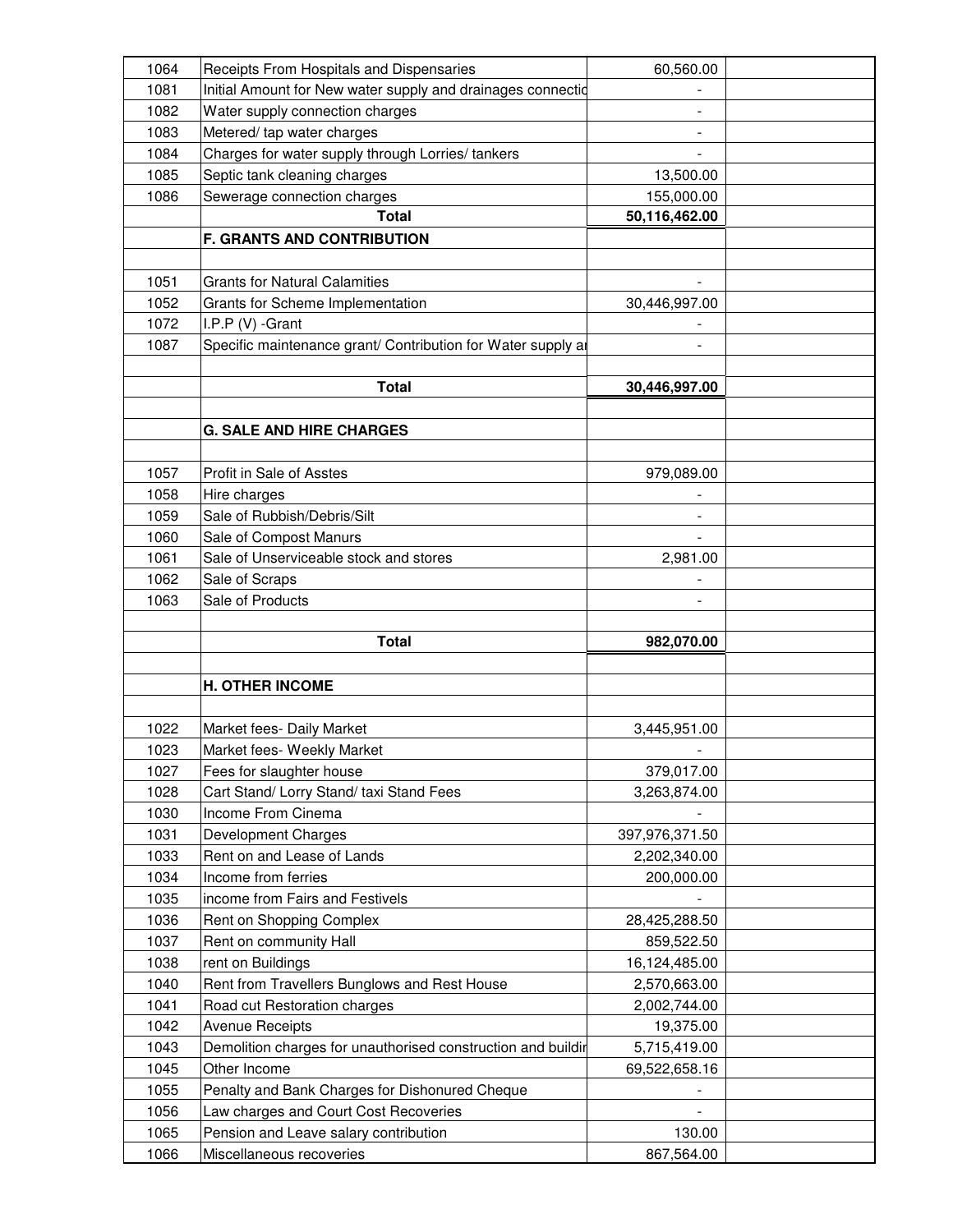| | | | |
|---|---|---|---|
| 1064 | Receipts From Hospitals and Dispensaries | 60,560.00 | |
| 1081 | Initial Amount for New water supply and drainages connectio | - | |
| 1082 | Water supply connection charges | - | |
| 1083 | Metered/ tap water charges | - | |
| 1084 | Charges for water supply through Lorries/ tankers | - | |
| 1085 | Septic tank cleaning charges | 13,500.00 | |
| 1086 | Sewerage connection charges | 155,000.00 | |
| | **Total** | **50,116,462.00** | |
| | **F. GRANTS AND CONTRIBUTION** | | |
| | | | |
| 1051 | Grants for Natural Calamities | - | |
| 1052 | Grants for Scheme Implementation | 30,446,997.00 | |
| 1072 | I.P.P (V) -Grant | - | |
| 1087 | Specific maintenance grant/ Contribution for Water supply ar | - | |
| | | | |
| | **Total** | **30,446,997.00** | |
| | | | |
| | **G. SALE AND HIRE CHARGES** | | |
| | | | |
| 1057 | Profit in Sale of Asstes | 979,089.00 | |
| 1058 | Hire charges | - | |
| 1059 | Sale of Rubbish/Debris/Silt | - | |
| 1060 | Sale of Compost Manurs | - | |
| 1061 | Sale of Unserviceable stock and stores | 2,981.00 | |
| 1062 | Sale of Scraps | - | |
| 1063 | Sale of Products | - | |
| | | | |
| | **Total** | **982,070.00** | |
| | | | |
| | **H. OTHER INCOME** | | |
| | | | |
| 1022 | Market fees- Daily Market | 3,445,951.00 | |
| 1023 | Market fees- Weekly Market | - | |
| 1027 | Fees for slaughter house | 379,017.00 | |
| 1028 | Cart Stand/ Lorry Stand/ taxi Stand Fees | 3,263,874.00 | |
| 1030 | Income From Cinema | - | |
| 1031 | Development Charges | 397,976,371.50 | |
| 1033 | Rent on and Lease of Lands | 2,202,340.00 | |
| 1034 | Income from ferries | 200,000.00 | |
| 1035 | income from Fairs and Festivels | - | |
| 1036 | Rent on Shopping Complex | 28,425,288.50 | |
| 1037 | Rent on community Hall | 859,522.50 | |
| 1038 | rent on Buildings | 16,124,485.00 | |
| 1040 | Rent from Travellers Bunglows and Rest House | 2,570,663.00 | |
| 1041 | Road cut Restoration charges | 2,002,744.00 | |
| 1042 | Avenue Receipts | 19,375.00 | |
| 1043 | Demolition charges for unauthorised construction and buildir | 5,715,419.00 | |
| 1045 | Other Income | 69,522,658.16 | |
| 1055 | Penalty and Bank Charges for Dishonured Cheque | - | |
| 1056 | Law charges and Court Cost Recoveries | - | |
| 1065 | Pension and Leave salary contribution | 130.00 | |
| 1066 | Miscellaneous recoveries | 867,564.00 | |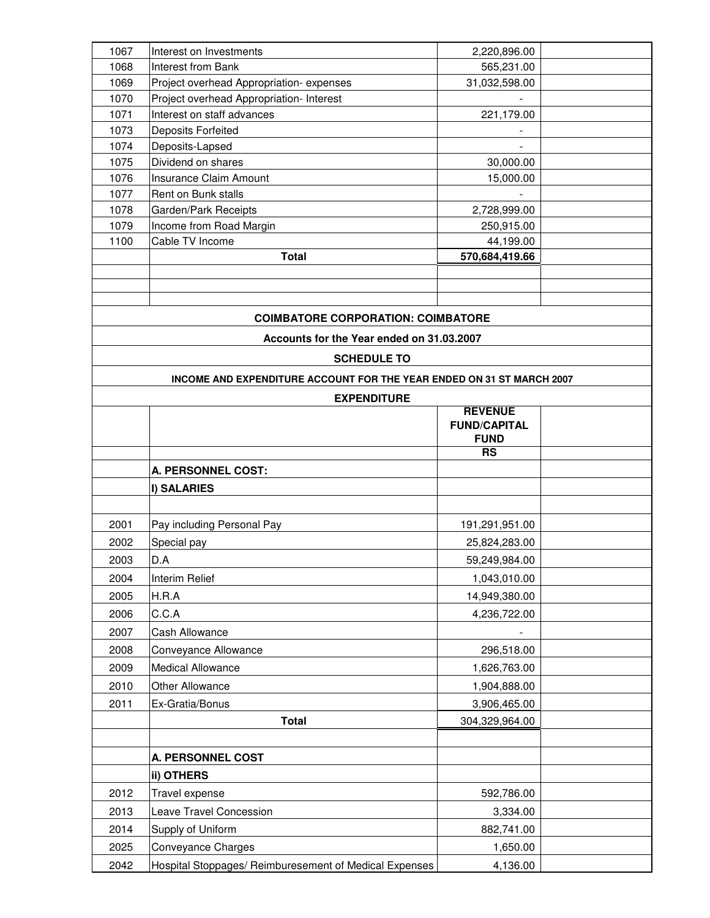| | | | |
|---|---|---|---|
| 1067 | Interest on Investments | 2,220,896.00 | |
| 1068 | Interest from Bank | 565,231.00 | |
| 1069 | Project overhead Appropriation- expenses | 31,032,598.00 | |
| 1070 | Project overhead Appropriation- Interest | - | |
| 1071 | Interest on staff advances | 221,179.00 | |
| 1073 | Deposits Forfeited | - | |
| 1074 | Deposits-Lapsed | - | |
| 1075 | Dividend on shares | 30,000.00 | |
| 1076 | Insurance Claim Amount | 15,000.00 | |
| 1077 | Rent on Bunk stalls | - | |
| 1078 | Garden/Park Receipts | 2,728,999.00 | |
| 1079 | Income from Road Margin | 250,915.00 | |
| 1100 | Cable TV Income | 44,199.00 | |
| | **Total** | **570,684,419.66** | |

**COIMBATORE CORPORATION: COIMBATORE**

**Accounts for the Year ended on 31.03.2007**

**SCHEDULE TO**

**INCOME AND EXPENDITURE ACCOUNT FOR THE YEAR ENDED ON 31 ST MARCH 2007**

**EXPENDITURE**

| | | **REVENUE FUND/CAPITAL FUND** | |
|---|---|---|---|
| | | **RS** | |
| | **A. PERSONNEL COST:** | | |
| | **I) SALARIES** | | |
| 2001 | Pay including Personal Pay | 191,291,951.00 | |
| 2002 | Special pay | 25,824,283.00 | |
| 2003 | D.A | 59,249,984.00 | |
| 2004 | Interim Relief | 1,043,010.00 | |
| 2005 | H.R.A | 14,949,380.00 | |
| 2006 | C.C.A | 4,236,722.00 | |
| 2007 | Cash Allowance | - | |
| 2008 | Conveyance Allowance | 296,518.00 | |
| 2009 | Medical Allowance | 1,626,763.00 | |
| 2010 | Other Allowance | 1,904,888.00 | |
| 2011 | Ex-Gratia/Bonus | 3,906,465.00 | |
| | **Total** | 304,329,964.00 | |
| | | | |
| | **A. PERSONNEL COST** | | |
| | **ii) OTHERS** | | |
| 2012 | Travel expense | 592,786.00 | |
| 2013 | Leave Travel Concession | 3,334.00 | |
| 2014 | Supply of Uniform | 882,741.00 | |
| 2025 | Conveyance Charges | 1,650.00 | |
| 2042 | Hospital Stoppages/ Reimburesement of Medical Expenses | 4,136.00 | |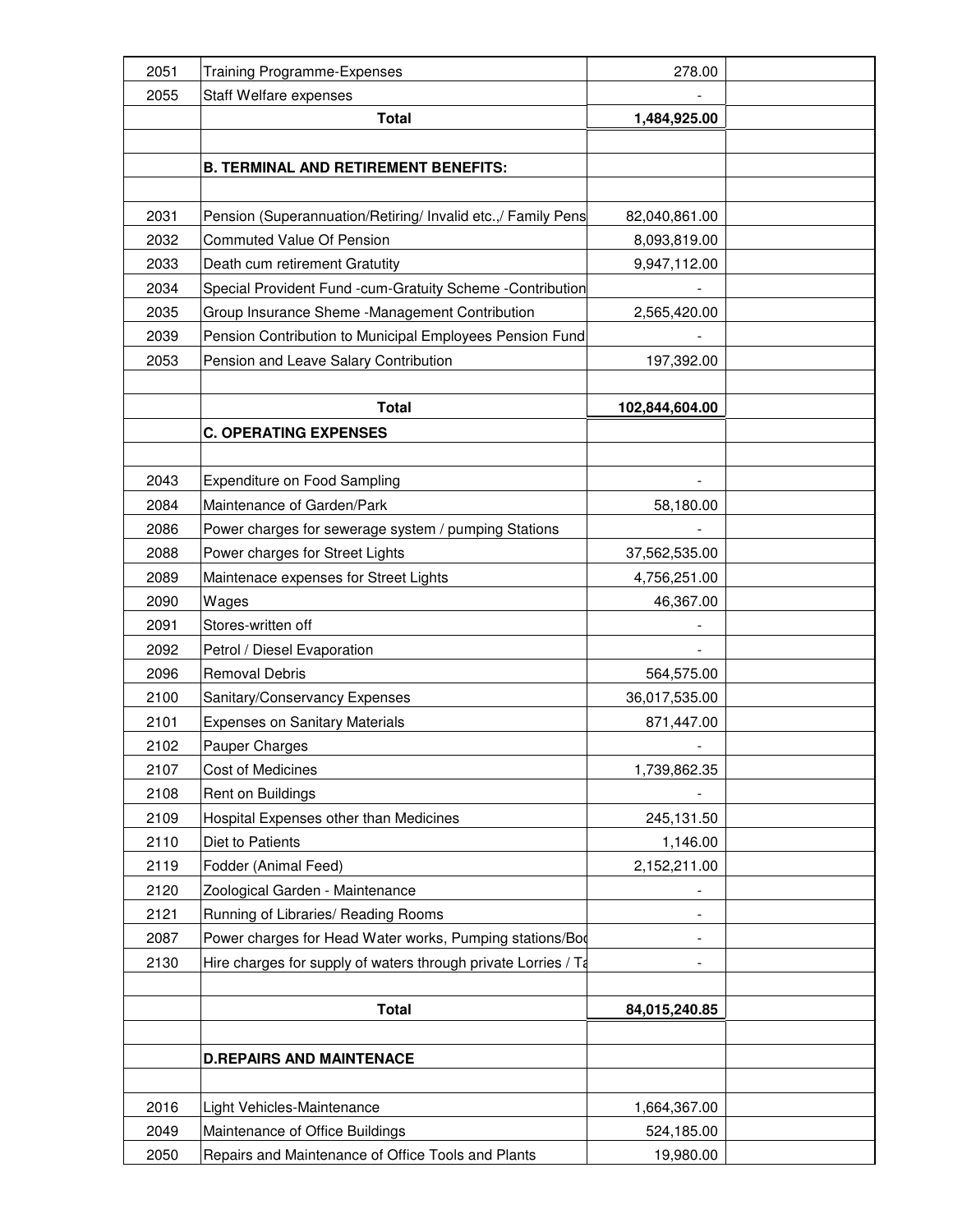| | | | |
|---|---|---|---|
| 2051 | Training Programme-Expenses | 278.00 | |
| 2055 | Staff Welfare expenses | - | |
| | **Total** | **1,484,925.00** | |
| | | | |
| | **B. TERMINAL AND RETIREMENT BENEFITS:** | | |
| | | | |
| 2031 | Pension (Superannuation/Retiring/ Invalid etc.,/ Family Pens | 82,040,861.00 | |
| 2032 | Commuted Value Of Pension | 8,093,819.00 | |
| 2033 | Death cum retirement Gratutity | 9,947,112.00 | |
| 2034 | Special Provident Fund -cum-Gratuity Scheme -Contribution | - | |
| 2035 | Group Insurance Sheme -Management Contribution | 2,565,420.00 | |
| 2039 | Pension Contribution to Municipal Employees Pension Fund | - | |
| 2053 | Pension and Leave Salary Contribution | 197,392.00 | |
| | | | |
| | **Total** | **102,844,604.00** | |
| | **C. OPERATING EXPENSES** | | |
| | | | |
| 2043 | Expenditure on Food Sampling | - | |
| 2084 | Maintenance of Garden/Park | 58,180.00 | |
| 2086 | Power charges for sewerage system / pumping Stations | - | |
| 2088 | Power charges for Street Lights | 37,562,535.00 | |
| 2089 | Maintenace expenses for Street Lights | 4,756,251.00 | |
| 2090 | Wages | 46,367.00 | |
| 2091 | Stores-written off | - | |
| 2092 | Petrol / Diesel Evaporation | - | |
| 2096 | Removal Debris | 564,575.00 | |
| 2100 | Sanitary/Conservancy Expenses | 36,017,535.00 | |
| 2101 | Expenses on Sanitary Materials | 871,447.00 | |
| 2102 | Pauper Charges | - | |
| 2107 | Cost of Medicines | 1,739,862.35 | |
| 2108 | Rent on Buildings | - | |
| 2109 | Hospital Expenses other than Medicines | 245,131.50 | |
| 2110 | Diet to Patients | 1,146.00 | |
| 2119 | Fodder (Animal Feed) | 2,152,211.00 | |
| 2120 | Zoological Garden - Maintenance | - | |
| 2121 | Running of Libraries/ Reading Rooms | - | |
| 2087 | Power charges for Head Water works, Pumping stations/Boo | - | |
| 2130 | Hire charges for supply of waters through private Lorries / Ta | - | |
| | | | |
| | **Total** | **84,015,240.85** | |
| | | | |
| | **D.REPAIRS AND MAINTENACE** | | |
| | | | |
| 2016 | Light Vehicles-Maintenance | 1,664,367.00 | |
| 2049 | Maintenance of Office Buildings | 524,185.00 | |
| 2050 | Repairs and Maintenance of Office Tools and Plants | 19,980.00 | |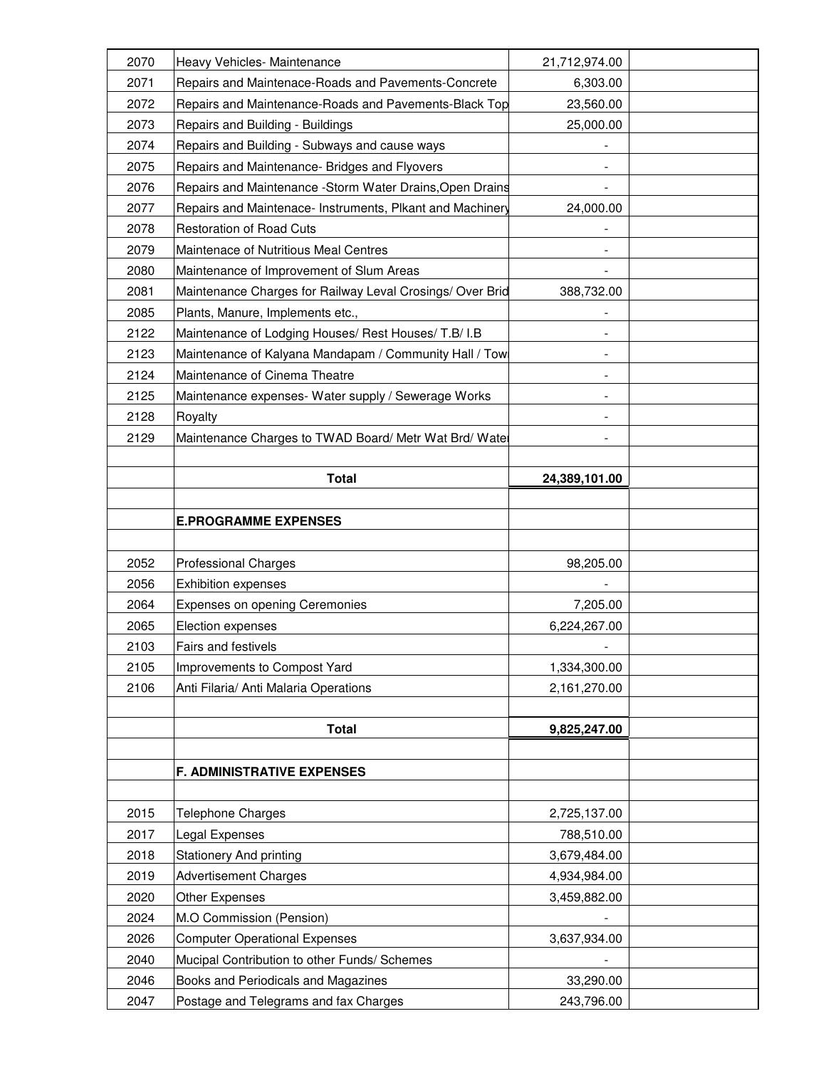| | | | |
|---|---|---|---|
| 2070 | Heavy Vehicles- Maintenance | 21,712,974.00 | |
| 2071 | Repairs and Maintenace-Roads and Pavements-Concrete | 6,303.00 | |
| 2072 | Repairs and Maintenance-Roads and Pavements-Black Top | 23,560.00 | |
| 2073 | Repairs and Building - Buildings | 25,000.00 | |
| 2074 | Repairs and Building - Subways and cause ways | - | |
| 2075 | Repairs and Maintenance- Bridges and Flyovers | - | |
| 2076 | Repairs and Maintenance -Storm Water Drains,Open Drains | - | |
| 2077 | Repairs and Maintenace- Instruments, Plkant and Machinery | 24,000.00 | |
| 2078 | Restoration of Road Cuts | - | |
| 2079 | Maintenace of Nutritious Meal Centres | - | |
| 2080 | Maintenance of Improvement of Slum Areas | - | |
| 2081 | Maintenance Charges for Railway Leval Crosings/ Over Brid | 388,732.00 | |
| 2085 | Plants, Manure, Implements etc., | - | |
| 2122 | Maintenance of Lodging Houses/ Rest Houses/ T.B/ I.B | - | |
| 2123 | Maintenance of Kalyana Mandapam / Community Hall / Tow | - | |
| 2124 | Maintenance of Cinema Theatre | - | |
| 2125 | Maintenance expenses- Water supply / Sewerage Works | - | |
| 2128 | Royalty | - | |
| 2129 | Maintenance Charges to TWAD Board/ Metr Wat Brd/ Wate | - | |
| | | | |
| | **Total** | **24,389,101.00** | |
| | | | |
| | **E.PROGRAMME EXPENSES** | | |
| | | | |
| 2052 | Professional Charges | 98,205.00 | |
| 2056 | Exhibition expenses | - | |
| 2064 | Expenses on opening Ceremonies | 7,205.00 | |
| 2065 | Election expenses | 6,224,267.00 | |
| 2103 | Fairs and festivels | - | |
| 2105 | Improvements to Compost Yard | 1,334,300.00 | |
| 2106 | Anti Filaria/ Anti Malaria Operations | 2,161,270.00 | |
| | | | |
| | **Total** | **9,825,247.00** | |
| | | | |
| | **F. ADMINISTRATIVE EXPENSES** | | |
| | | | |
| 2015 | Telephone Charges | 2,725,137.00 | |
| 2017 | Legal Expenses | 788,510.00 | |
| 2018 | Stationery And printing | 3,679,484.00 | |
| 2019 | Advertisement Charges | 4,934,984.00 | |
| 2020 | Other Expenses | 3,459,882.00 | |
| 2024 | M.O Commission (Pension) | - | |
| 2026 | Computer Operational Expenses | 3,637,934.00 | |
| 2040 | Mucipal Contribution to other Funds/ Schemes | - | |
| 2046 | Books and Periodicals and Magazines | 33,290.00 | |
| 2047 | Postage and Telegrams and fax Charges | 243,796.00 | |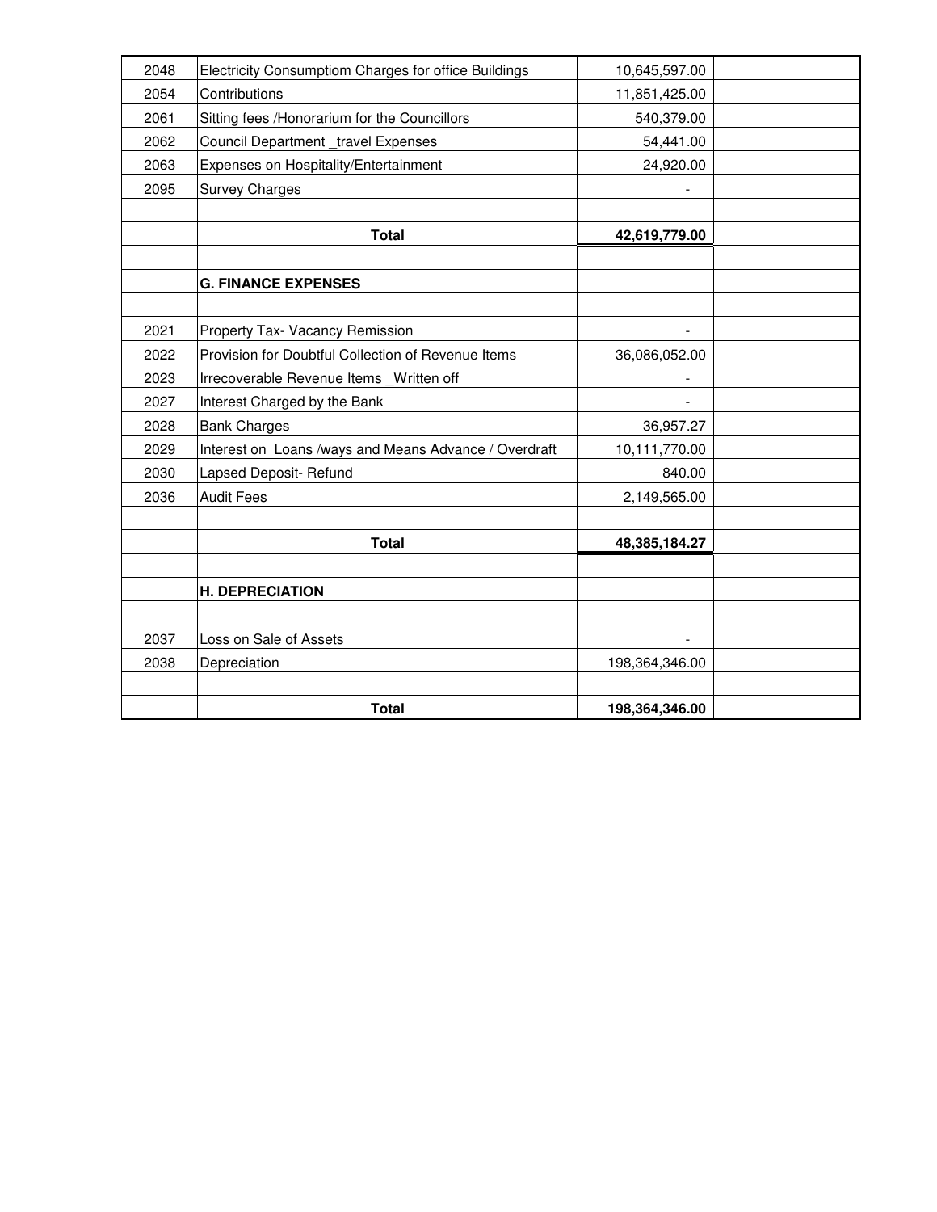| | | | |
|---|---|---|---|
| 2048 | Electricity Consumptiom Charges for office Buildings | 10,645,597.00 | |
| 2054 | Contributions | 11,851,425.00 | |
| 2061 | Sitting fees /Honorarium for the Councillors | 540,379.00 | |
| 2062 | Council Department _travel Expenses | 54,441.00 | |
| 2063 | Expenses on Hospitality/Entertainment | 24,920.00 | |
| 2095 | Survey Charges | - | |
| | | | |
| | **Total** | **42,619,779.00** | |
| | | | |
| | **G. FINANCE EXPENSES** | | |
| | | | |
| 2021 | Property Tax- Vacancy Remission | - | |
| 2022 | Provision for Doubtful Collection of Revenue Items | 36,086,052.00 | |
| 2023 | Irrecoverable Revenue Items _Written off | - | |
| 2027 | Interest Charged by the Bank | - | |
| 2028 | Bank Charges | 36,957.27 | |
| 2029 | Interest on Loans /ways and Means Advance / Overdraft | 10,111,770.00 | |
| 2030 | Lapsed Deposit- Refund | 840.00 | |
| 2036 | Audit Fees | 2,149,565.00 | |
| | | | |
| | **Total** | **48,385,184.27** | |
| | | | |
| | **H. DEPRECIATION** | | |
| | | | |
| 2037 | Loss on Sale of Assets | - | |
| 2038 | Depreciation | 198,364,346.00 | |
| | | | |
| | **Total** | **198,364,346.00** | |